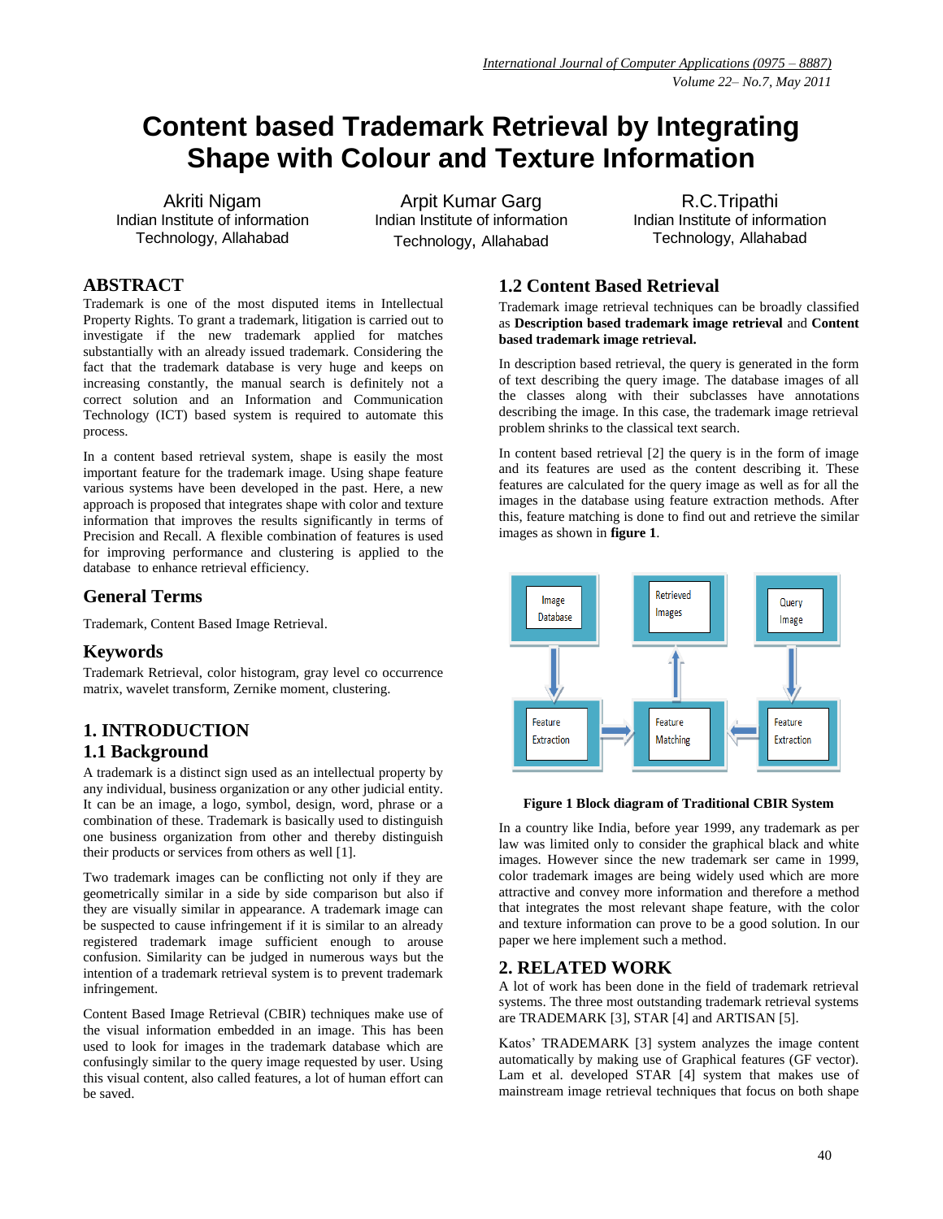# Content based Trademark Retrieval by Integrating Shape with Colour and Texture Information

Akriti Nigam
Indian Institute of information Technology, Allahabad

Arpit Kumar Garg
Indian Institute of information Technology, Allahabad

R.C.Tripathi
Indian Institute of information Technology, Allahabad

## ABSTRACT

Trademark is one of the most disputed items in Intellectual Property Rights. To grant a trademark, litigation is carried out to investigate if the new trademark applied for matches substantially with an already issued trademark. Considering the fact that the trademark database is very huge and keeps on increasing constantly, the manual search is definitely not a correct solution and an Information and Communication Technology (ICT) based system is required to automate this process.

In a content based retrieval system, shape is easily the most important feature for the trademark image. Using shape feature various systems have been developed in the past. Here, a new approach is proposed that integrates shape with color and texture information that improves the results significantly in terms of Precision and Recall. A flexible combination of features is used for improving performance and clustering is applied to the database to enhance retrieval efficiency.

## General Terms

Trademark, Content Based Image Retrieval.

## Keywords

Trademark Retrieval, color histogram, gray level co occurrence matrix, wavelet transform, Zernike moment, clustering.

## 1. INTRODUCTION

### 1.1 Background

A trademark is a distinct sign used as an intellectual property by any individual, business organization or any other judicial entity. It can be an image, a logo, symbol, design, word, phrase or a combination of these. Trademark is basically used to distinguish one business organization from other and thereby distinguish their products or services from others as well [1].

Two trademark images can be conflicting not only if they are geometrically similar in a side by side comparison but also if they are visually similar in appearance. A trademark image can be suspected to cause infringement if it is similar to an already registered trademark image sufficient enough to arouse confusion. Similarity can be judged in numerous ways but the intention of a trademark retrieval system is to prevent trademark infringement.

Content Based Image Retrieval (CBIR) techniques make use of the visual information embedded in an image. This has been used to look for images in the trademark database which are confusingly similar to the query image requested by user. Using this visual content, also called features, a lot of human effort can be saved.

### 1.2 Content Based Retrieval

Trademark image retrieval techniques can be broadly classified as **Description based trademark image retrieval** and **Content based trademark image retrieval.**

In description based retrieval, the query is generated in the form of text describing the query image. The database images of all the classes along with their subclasses have annotations describing the image. In this case, the trademark image retrieval problem shrinks to the classical text search.

In content based retrieval [2] the query is in the form of image and its features are used as the content describing it. These features are calculated for the query image as well as for all the images in the database using feature extraction methods. After this, feature matching is done to find out and retrieve the similar images as shown in **figure 1**.

Image Database → Feature Extraction → Feature Matching → Retrieved Images; Query Image → Feature Extraction → Feature Matching

**Figure 1 Block diagram of Traditional CBIR System**

In a country like India, before year 1999, any trademark as per law was limited only to consider the graphical black and white images. However since the new trademark ser came in 1999, color trademark images are being widely used which are more attractive and convey more information and therefore a method that integrates the most relevant shape feature, with the color and texture information can prove to be a good solution. In our paper we here implement such a method.

## 2. RELATED WORK

A lot of work has been done in the field of trademark retrieval systems. The three most outstanding trademark retrieval systems are TRADEMARK [3], STAR [4] and ARTISAN [5].

Katos' TRADEMARK [3] system analyzes the image content automatically by making use of Graphical features (GF vector). Lam et al. developed STAR [4] system that makes use of mainstream image retrieval techniques that focus on both shape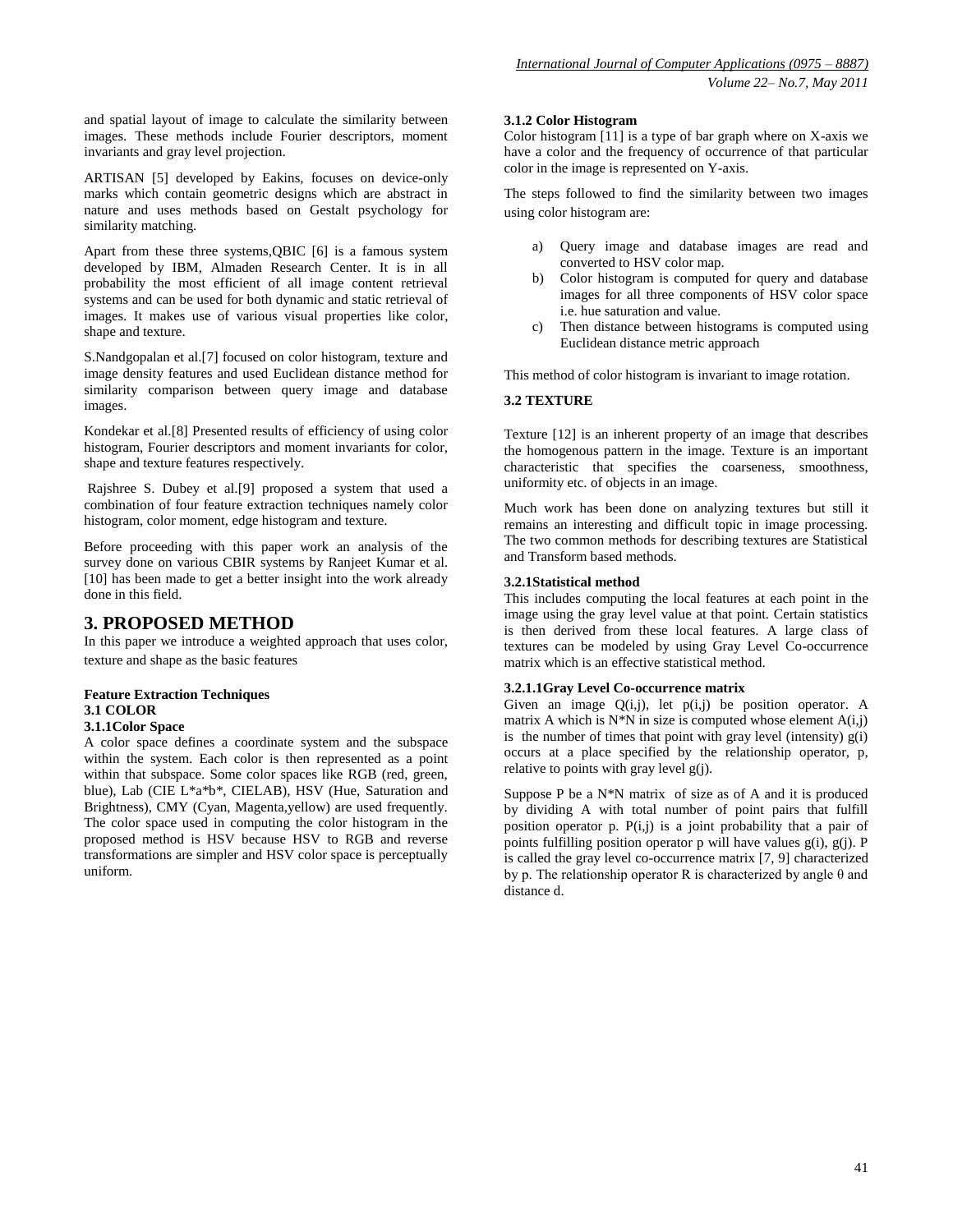and spatial layout of image to calculate the similarity between images. These methods include Fourier descriptors, moment invariants and gray level projection.

ARTISAN [5] developed by Eakins, focuses on device-only marks which contain geometric designs which are abstract in nature and uses methods based on Gestalt psychology for similarity matching.

Apart from these three systems,QBIC [6] is a famous system developed by IBM, Almaden Research Center. It is in all probability the most efficient of all image content retrieval systems and can be used for both dynamic and static retrieval of images. It makes use of various visual properties like color, shape and texture.

S.Nandgopalan et al.[7] focused on color histogram, texture and image density features and used Euclidean distance method for similarity comparison between query image and database images.

Kondekar et al.[8] Presented results of efficiency of using color histogram, Fourier descriptors and moment invariants for color, shape and texture features respectively.

Rajshree S. Dubey et al.[9] proposed a system that used a combination of four feature extraction techniques namely color histogram, color moment, edge histogram and texture.

Before proceeding with this paper work an analysis of the survey done on various CBIR systems by Ranjeet Kumar et al. [10] has been made to get a better insight into the work already done in this field.

# 3. PROPOSED METHOD

In this paper we introduce a weighted approach that uses color, texture and shape as the basic features

**Feature Extraction Techniques**

## 3.1 COLOR

### 3.1.1Color Space

A color space defines a coordinate system and the subspace within the system. Each color is then represented as a point within that subspace. Some color spaces like RGB (red, green, blue), Lab (CIE L*a*b*, CIELAB), HSV (Hue, Saturation and Brightness), CMY (Cyan, Magenta,yellow) are used frequently. The color space used in computing the color histogram in the proposed method is HSV because HSV to RGB and reverse transformations are simpler and HSV color space is perceptually uniform.

### 3.1.2 Color Histogram

Color histogram [11] is a type of bar graph where on X-axis we have a color and the frequency of occurrence of that particular color in the image is represented on Y-axis.

The steps followed to find the similarity between two images using color histogram are:

a) Query image and database images are read and converted to HSV color map.
b) Color histogram is computed for query and database images for all three components of HSV color space i.e. hue saturation and value.
c) Then distance between histograms is computed using Euclidean distance metric approach

This method of color histogram is invariant to image rotation.

## 3.2 TEXTURE

Texture [12] is an inherent property of an image that describes the homogenous pattern in the image. Texture is an important characteristic that specifies the coarseness, smoothness, uniformity etc. of objects in an image.

Much work has been done on analyzing textures but still it remains an interesting and difficult topic in image processing. The two common methods for describing textures are Statistical and Transform based methods.

### 3.2.1Statistical method

This includes computing the local features at each point in the image using the gray level value at that point. Certain statistics is then derived from these local features. A large class of textures can be modeled by using Gray Level Co-occurrence matrix which is an effective statistical method.

#### 3.2.1.1Gray Level Co-occurrence matrix

Given an image Q(i,j), let p(i,j) be position operator. A matrix A which is N*N in size is computed whose element A(i,j) is the number of times that point with gray level (intensity) g(i) occurs at a place specified by the relationship operator, p, relative to points with gray level g(j).

Suppose P be a N*N matrix of size as of A and it is produced by dividing A with total number of point pairs that fulfill position operator p. P(i,j) is a joint probability that a pair of points fulfilling position operator p will have values g(i), g(j). P is called the gray level co-occurrence matrix [7, 9] characterized by p. The relationship operator R is characterized by angle $\theta$ and distance d.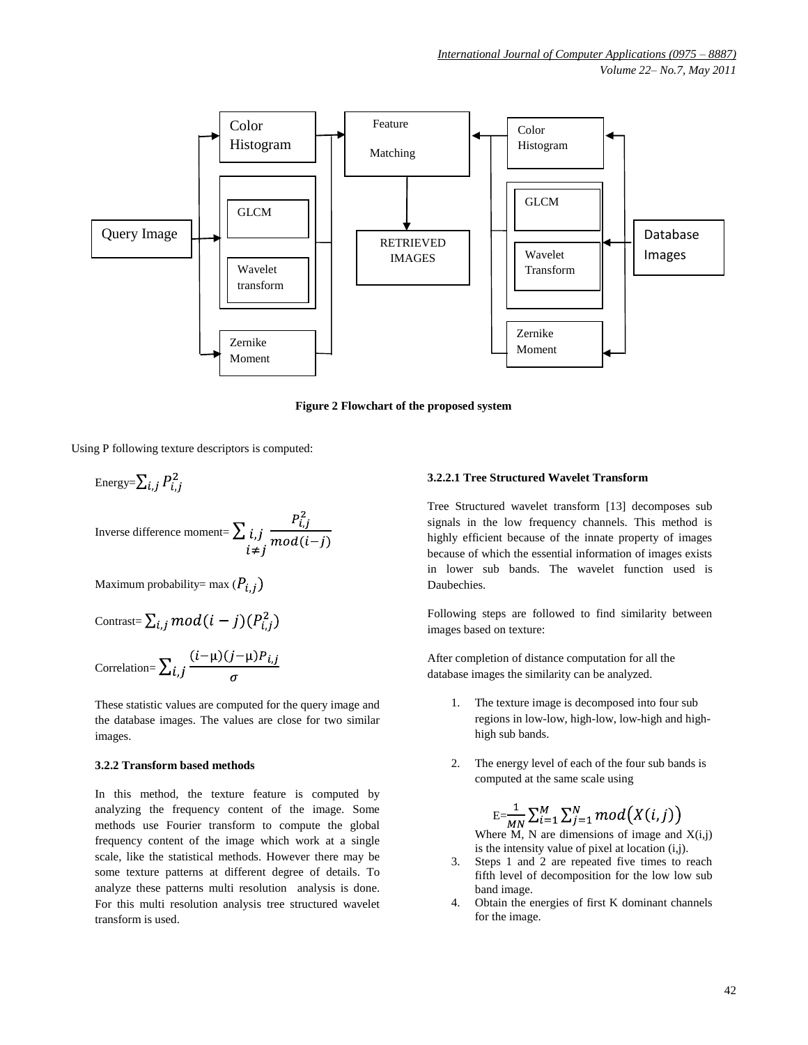Figure 2 Flowchart of the proposed system

Using P following texture descriptors is computed:

$$\text{Energy}=\sum_{i,j} P_{i,j}^2$$

$$\text{Inverse difference moment}= \sum_{\substack{i,j \\ i\neq j}} \frac{P_{i,j}^2}{mod(i-j)}$$

$$\text{Maximum probability}= \max (P_{i,j})$$

$$\text{Contrast}= \sum_{i,j} mod(i-j)(P_{i,j}^2)$$

$$\text{Correlation}= \sum_{i,j} \frac{(i-\mu)(j-\mu)P_{i,j}}{\sigma}$$

These statistic values are computed for the query image and the database images. The values are close for two similar images.

#### 3.2.2 Transform based methods

In this method, the texture feature is computed by analyzing the frequency content of the image. Some methods use Fourier transform to compute the global frequency content of the image which work at a single scale, like the statistical methods. However there may be some texture patterns at different degree of details. To analyze these patterns multi resolution analysis is done. For this multi resolution analysis tree structured wavelet transform is used.

##### 3.2.2.1 Tree Structured Wavelet Transform

Tree Structured wavelet transform [13] decomposes sub signals in the low frequency channels. This method is highly efficient because of the innate property of images because of which the essential information of images exists in lower sub bands. The wavelet function used is Daubechies.

Following steps are followed to find similarity between images based on texture:

After completion of distance computation for all the database images the similarity can be analyzed.

1. The texture image is decomposed into four sub regions in low-low, high-low, low-high and high-high sub bands.
2. The energy level of each of the four sub bands is computed at the same scale using

   $$E=\frac{1}{MN}\sum_{i=1}^{M}\sum_{j=1}^{N} mod\big(X(i,j)\big)$$

   Where M, N are dimensions of image and X(i,j) is the intensity value of pixel at location (i,j).
3. Steps 1 and 2 are repeated five times to reach fifth level of decomposition for the low low sub band image.
4. Obtain the energies of first K dominant channels for the image.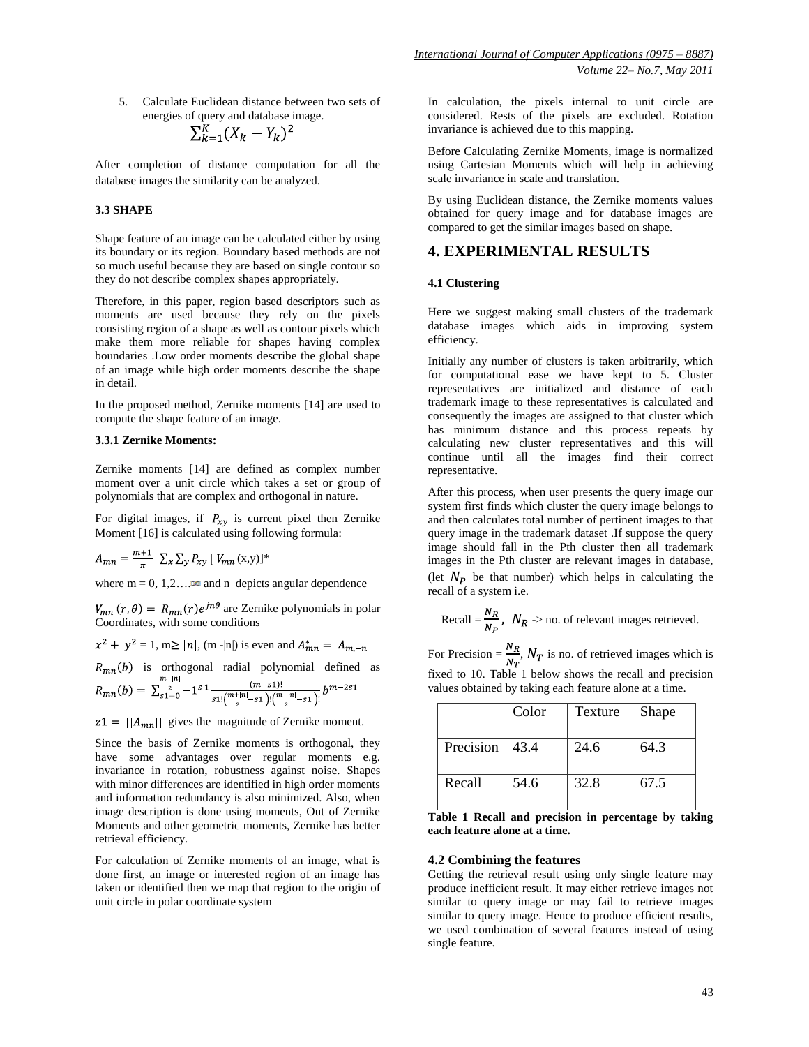5. Calculate Euclidean distance between two sets of energies of query and database image.

$$\sum_{k=1}^{K}(X_k - Y_k)^2$$

After completion of distance computation for all the database images the similarity can be analyzed.

### 3.3 SHAPE

Shape feature of an image can be calculated either by using its boundary or its region. Boundary based methods are not so much useful because they are based on single contour so they do not describe complex shapes appropriately.

Therefore, in this paper, region based descriptors such as moments are used because they rely on the pixels consisting region of a shape as well as contour pixels which make them more reliable for shapes having complex boundaries .Low order moments describe the global shape of an image while high order moments describe the shape in detail.

In the proposed method, Zernike moments [14] are used to compute the shape feature of an image.

#### 3.3.1 Zernike Moments:

Zernike moments [14] are defined as complex number moment over a unit circle which takes a set or group of polynomials that are complex and orthogonal in nature.

For digital images, if $P_{xy}$ is current pixel then Zernike Moment [16] is calculated using following formula:

$$A_{mn} = \frac{m+1}{\pi} \sum_x \sum_y P_{xy} [ V_{mn}(x,y)]^*$$

where m = 0, 1,2….∞ and n depicts angular dependence

$V_{mn}(r,\theta) = R_{mn}(r)e^{jn\theta}$ are Zernike polynomials in polar Coordinates, with some conditions

$x^2 + y^2 = 1$, $m \geq |n|$, (m -|n|) is even and $A^*_{mn} = A_{m,-n}$

$R_{mn}(b)$ is orthogonal radial polynomial defined as

$$R_{mn}(b) = \sum_{s1=0}^{\frac{m-|n|}{2}} -1^{s1} \frac{(m-s1)!}{s1!\left(\frac{m+|n|}{2}-s1\right)!\left(\frac{m-|n|}{2}-s1\right)!} b^{m-2s1}$$

$z1 = ||A_{mn}||$ gives the magnitude of Zernike moment.

Since the basis of Zernike moments is orthogonal, they have some advantages over regular moments e.g. invariance in rotation, robustness against noise. Shapes with minor differences are identified in high order moments and information redundancy is also minimized. Also, when image description is done using moments, Out of Zernike Moments and other geometric moments, Zernike has better retrieval efficiency.

For calculation of Zernike moments of an image, what is done first, an image or interested region of an image has taken or identified then we map that region to the origin of unit circle in polar coordinate system

In calculation, the pixels internal to unit circle are considered. Rests of the pixels are excluded. Rotation invariance is achieved due to this mapping.

Before Calculating Zernike Moments, image is normalized using Cartesian Moments which will help in achieving scale invariance in scale and translation.

By using Euclidean distance, the Zernike moments values obtained for query image and for database images are compared to get the similar images based on shape.

## 4. EXPERIMENTAL RESULTS

### 4.1 Clustering

Here we suggest making small clusters of the trademark database images which aids in improving system efficiency.

Initially any number of clusters is taken arbitrarily, which for computational ease we have kept to 5. Cluster representatives are initialized and distance of each trademark image to these representatives is calculated and consequently the images are assigned to that cluster which has minimum distance and this process repeats by calculating new cluster representatives and this will continue until all the images find their correct representative.

After this process, when user presents the query image our system first finds which cluster the query image belongs to and then calculates total number of pertinent images to that query image in the trademark dataset .If suppose the query image should fall in the Pth cluster then all trademark images in the Pth cluster are relevant images in database, (let $N_P$ be that number) which helps in calculating the recall of a system i.e.

Recall = $\frac{N_R}{N_P}$, $N_R$ -> no. of relevant images retrieved.

For Precision = $\frac{N_R}{N_T}$, $N_T$ is no. of retrieved images which is fixed to 10. Table 1 below shows the recall and precision values obtained by taking each feature alone at a time.

| | Color | Texture | Shape |
|---|---|---|---|
| Precision | 43.4 | 24.6 | 64.3 |
| Recall | 54.6 | 32.8 | 67.5 |

**Table 1 Recall and precision in percentage by taking each feature alone at a time.**

### 4.2 Combining the features

Getting the retrieval result using only single feature may produce inefficient result. It may either retrieve images not similar to query image or may fail to retrieve images similar to query image. Hence to produce efficient results, we used combination of several features instead of using single feature.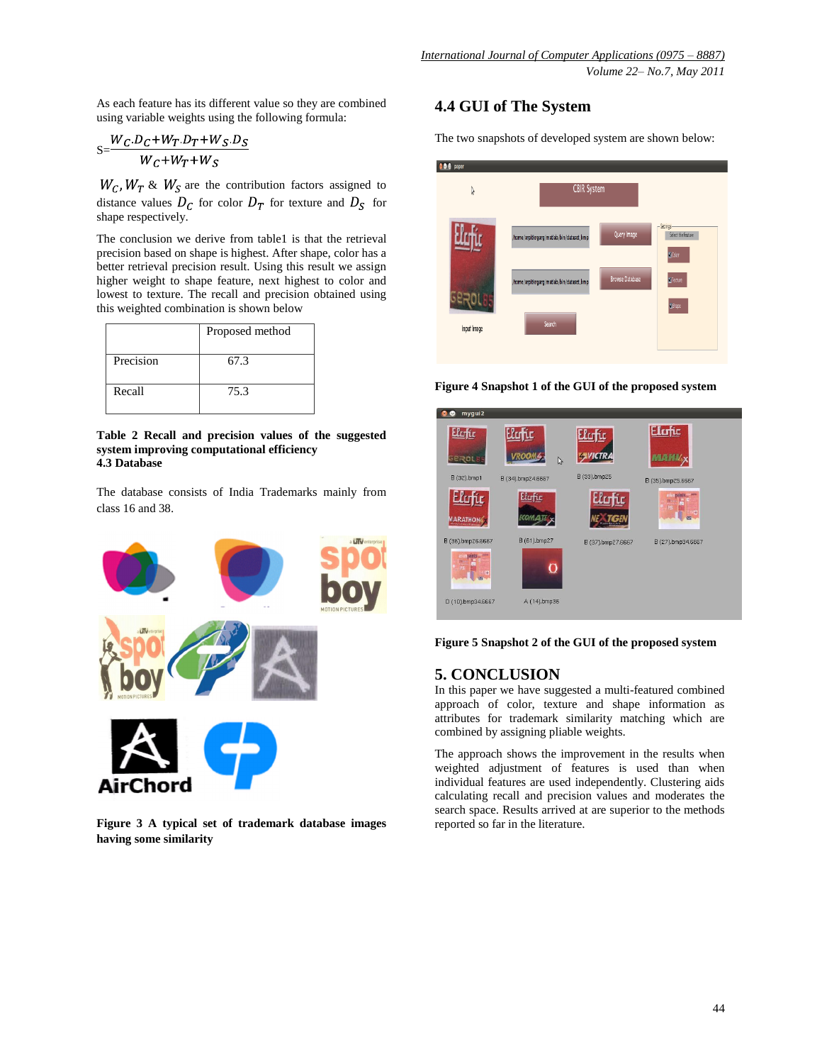As each feature has its different value so they are combined using variable weights using the following formula:

$$S=\frac{W_C.D_C+W_T.D_T+W_S.D_S}{W_C+W_T+W_S}$$

$W_C, W_T$ & $W_S$ are the contribution factors assigned to distance values $D_C$ for color $D_T$ for texture and $D_S$ for shape respectively.

The conclusion we derive from table1 is that the retrieval precision based on shape is highest. After shape, color has a better retrieval precision result. Using this result we assign higher weight to shape feature, next highest to color and lowest to texture. The recall and precision obtained using this weighted combination is shown below

| | Proposed method |
|---|---|
| Precision | 67.3 |
| Recall | 75.3 |

**Table 2 Recall and precision values of the suggested system improving computational efficiency**

### 4.3 Database

The database consists of India Trademarks mainly from class 16 and 38.

**Figure 3 A typical set of trademark database images having some similarity**

## 4.4 GUI of The System

The two snapshots of developed system are shown below:

**Figure 4 Snapshot 1 of the GUI of the proposed system**

**Figure 5 Snapshot 2 of the GUI of the proposed system**

## 5. CONCLUSION

In this paper we have suggested a multi-featured combined approach of color, texture and shape information as attributes for trademark similarity matching which are combined by assigning pliable weights.

The approach shows the improvement in the results when weighted adjustment of features is used than when individual features are used independently. Clustering aids calculating recall and precision values and moderates the search space. Results arrived at are superior to the methods reported so far in the literature.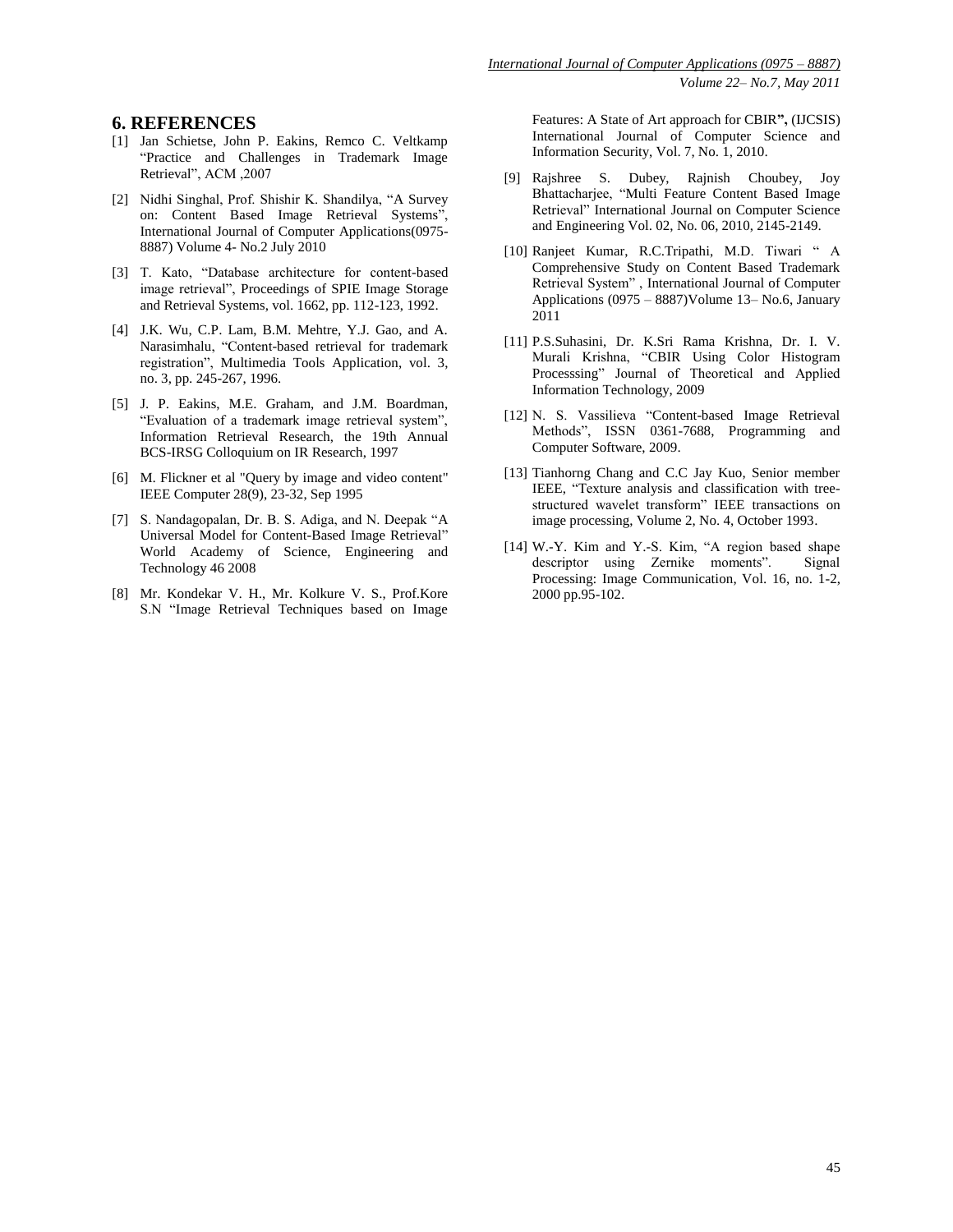## 6. REFERENCES

[1] Jan Schietse, John P. Eakins, Remco C. Veltkamp "Practice and Challenges in Trademark Image Retrieval", ACM ,2007

[2] Nidhi Singhal, Prof. Shishir K. Shandilya, "A Survey on: Content Based Image Retrieval Systems", International Journal of Computer Applications(0975-8887) Volume 4- No.2 July 2010

[3] T. Kato, "Database architecture for content-based image retrieval", Proceedings of SPIE Image Storage and Retrieval Systems, vol. 1662, pp. 112-123, 1992.

[4] J.K. Wu, C.P. Lam, B.M. Mehtre, Y.J. Gao, and A. Narasimhalu, "Content-based retrieval for trademark registration", Multimedia Tools Application, vol. 3, no. 3, pp. 245-267, 1996.

[5] J. P. Eakins, M.E. Graham, and J.M. Boardman, "Evaluation of a trademark image retrieval system", Information Retrieval Research, the 19th Annual BCS-IRSG Colloquium on IR Research, 1997

[6] M. Flickner et al "Query by image and video content" IEEE Computer 28(9), 23-32, Sep 1995

[7] S. Nandagopalan, Dr. B. S. Adiga, and N. Deepak "A Universal Model for Content-Based Image Retrieval" World Academy of Science, Engineering and Technology 46 2008

[8] Mr. Kondekar V. H., Mr. Kolkure V. S., Prof.Kore S.N "Image Retrieval Techniques based on Image Features: A State of Art approach for CBIR**",** (IJCSIS) International Journal of Computer Science and Information Security, Vol. 7, No. 1, 2010.

[9] Rajshree S. Dubey, Rajnish Choubey, Joy Bhattacharjee, "Multi Feature Content Based Image Retrieval" International Journal on Computer Science and Engineering Vol. 02, No. 06, 2010, 2145-2149.

[10] Ranjeet Kumar, R.C.Tripathi, M.D. Tiwari " A Comprehensive Study on Content Based Trademark Retrieval System" , International Journal of Computer Applications (0975 – 8887)Volume 13– No.6, January 2011

[11] P.S.Suhasini, Dr. K.Sri Rama Krishna, Dr. I. V. Murali Krishna, "CBIR Using Color Histogram Processsing" Journal of Theoretical and Applied Information Technology, 2009

[12] N. S. Vassilieva "Content-based Image Retrieval Methods", ISSN 0361-7688, Programming and Computer Software, 2009.

[13] Tianhorng Chang and C.C Jay Kuo, Senior member IEEE, "Texture analysis and classification with tree-structured wavelet transform" IEEE transactions on image processing, Volume 2, No. 4, October 1993.

[14] W.-Y. Kim and Y.-S. Kim, "A region based shape descriptor using Zernike moments". Signal Processing: Image Communication, Vol. 16, no. 1-2, 2000 pp.95-102.